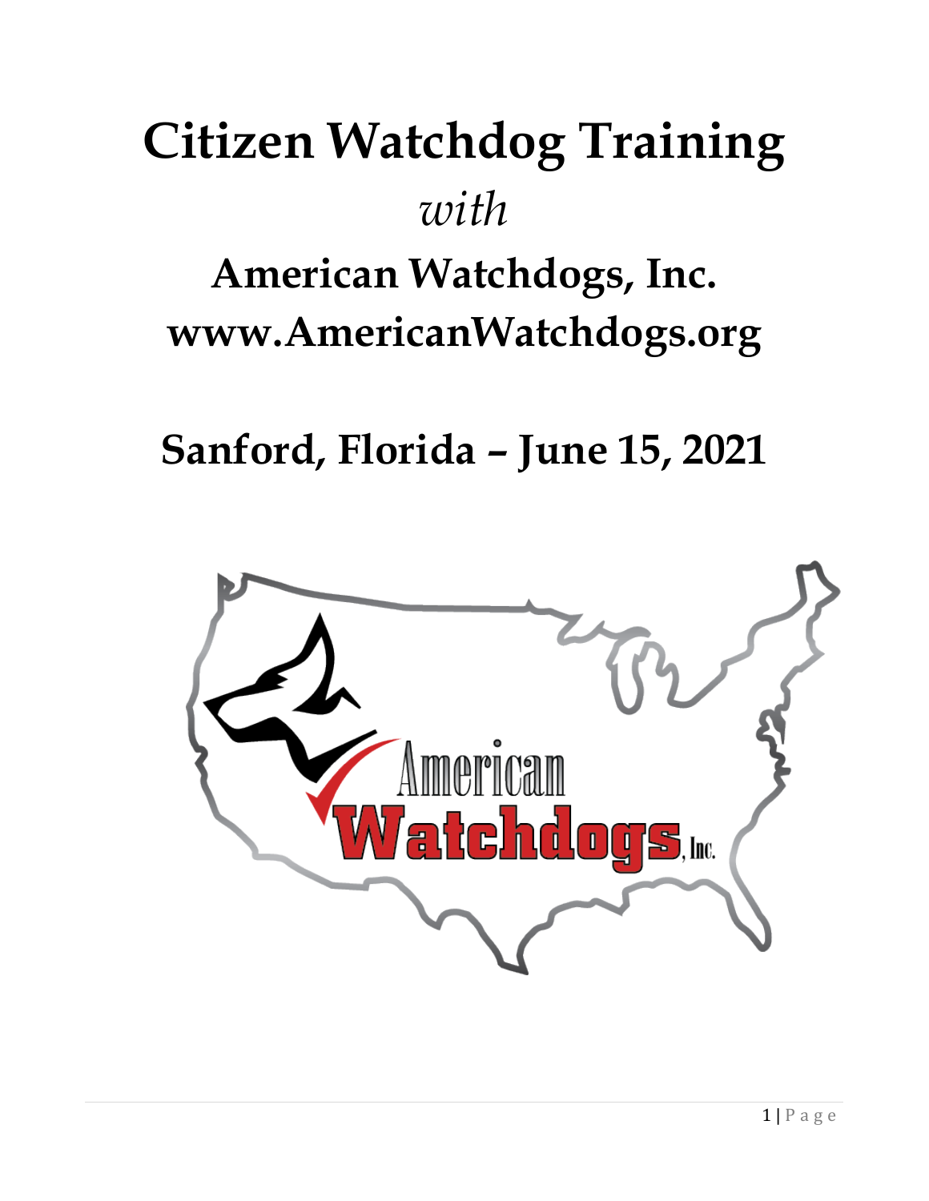# Citizen Watchdog Training

*with*

## American Watchdogs, Inc.
## www.AmericanWatchdogs.org

## Sanford, Florida – June 15, 2021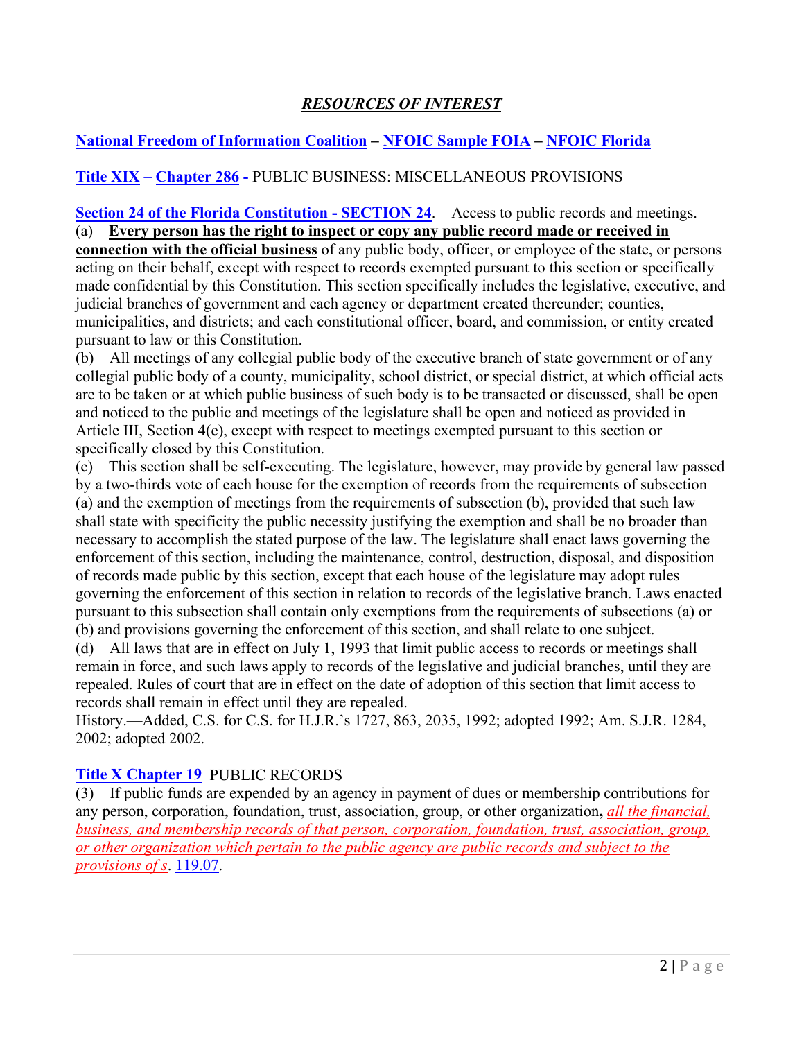## *RESOURCES OF INTEREST*

**National Freedom of Information Coalition** – **NFOIC Sample FOIA** – **NFOIC Florida**

**Title XIX** – **Chapter 286 -** PUBLIC BUSINESS: MISCELLANEOUS PROVISIONS

**Section 24 of the Florida Constitution - SECTION 24**. Access to public records and meetings.

(a) **Every person has the right to inspect or copy any public record made or received in connection with the official business** of any public body, officer, or employee of the state, or persons acting on their behalf, except with respect to records exempted pursuant to this section or specifically made confidential by this Constitution. This section specifically includes the legislative, executive, and judicial branches of government and each agency or department created thereunder; counties, municipalities, and districts; and each constitutional officer, board, and commission, or entity created pursuant to law or this Constitution.

(b) All meetings of any collegial public body of the executive branch of state government or of any collegial public body of a county, municipality, school district, or special district, at which official acts are to be taken or at which public business of such body is to be transacted or discussed, shall be open and noticed to the public and meetings of the legislature shall be open and noticed as provided in Article III, Section 4(e), except with respect to meetings exempted pursuant to this section or specifically closed by this Constitution.

(c) This section shall be self-executing. The legislature, however, may provide by general law passed by a two-thirds vote of each house for the exemption of records from the requirements of subsection (a) and the exemption of meetings from the requirements of subsection (b), provided that such law shall state with specificity the public necessity justifying the exemption and shall be no broader than necessary to accomplish the stated purpose of the law. The legislature shall enact laws governing the enforcement of this section, including the maintenance, control, destruction, disposal, and disposition of records made public by this section, except that each house of the legislature may adopt rules governing the enforcement of this section in relation to records of the legislative branch. Laws enacted pursuant to this subsection shall contain only exemptions from the requirements of subsections (a) or (b) and provisions governing the enforcement of this section, and shall relate to one subject.

(d) All laws that are in effect on July 1, 1993 that limit public access to records or meetings shall remain in force, and such laws apply to records of the legislative and judicial branches, until they are repealed. Rules of court that are in effect on the date of adoption of this section that limit access to records shall remain in effect until they are repealed.

History.—Added, C.S. for C.S. for H.J.R.'s 1727, 863, 2035, 1992; adopted 1992; Am. S.J.R. 1284, 2002; adopted 2002.

**Title X Chapter 19** PUBLIC RECORDS

(3) If public funds are expended by an agency in payment of dues or membership contributions for any person, corporation, foundation, trust, association, group, or other organization**,** *all the financial, business, and membership records of that person, corporation, foundation, trust, association, group, or other organization which pertain to the public agency are public records and subject to the provisions of s*. 119.07.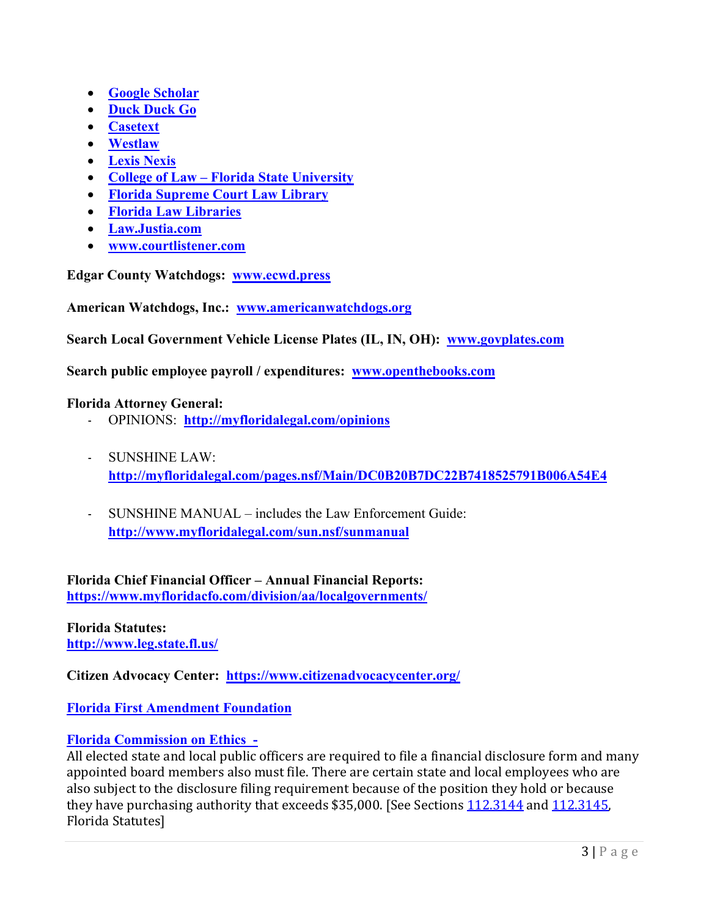- **Google Scholar**
- **Duck Duck Go**
- **Casetext**
- **Westlaw**
- **Lexis Nexis**
- **College of Law – Florida State University**
- **Florida Supreme Court Law Library**
- **Florida Law Libraries**
- **Law.Justia.com**
- **www.courtlistener.com**

**Edgar County Watchdogs: www.ecwd.press**

**American Watchdogs, Inc.: www.americanwatchdogs.org**

**Search Local Government Vehicle License Plates (IL, IN, OH): www.govplates.com**

**Search public employee payroll / expenditures: www.openthebooks.com**

**Florida Attorney General:**

- OPINIONS: **http://myfloridalegal.com/opinions**
- SUNSHINE LAW: **http://myfloridalegal.com/pages.nsf/Main/DC0B20B7DC22B7418525791B006A54E4**
- SUNSHINE MANUAL – includes the Law Enforcement Guide: **http://www.myfloridalegal.com/sun.nsf/sunmanual**

**Florida Chief Financial Officer – Annual Financial Reports:**
**https://www.myfloridacfo.com/division/aa/localgovernments/**

**Florida Statutes:**
**http://www.leg.state.fl.us/**

**Citizen Advocacy Center: https://www.citizenadvocacycenter.org/**

**Florida First Amendment Foundation**

**Florida Commission on Ethics -**
All elected state and local public officers are required to file a financial disclosure form and many appointed board members also must file. There are certain state and local employees who are also subject to the disclosure filing requirement because of the position they hold or because they have purchasing authority that exceeds $35,000. [See Sections 112.3144 and 112.3145, Florida Statutes]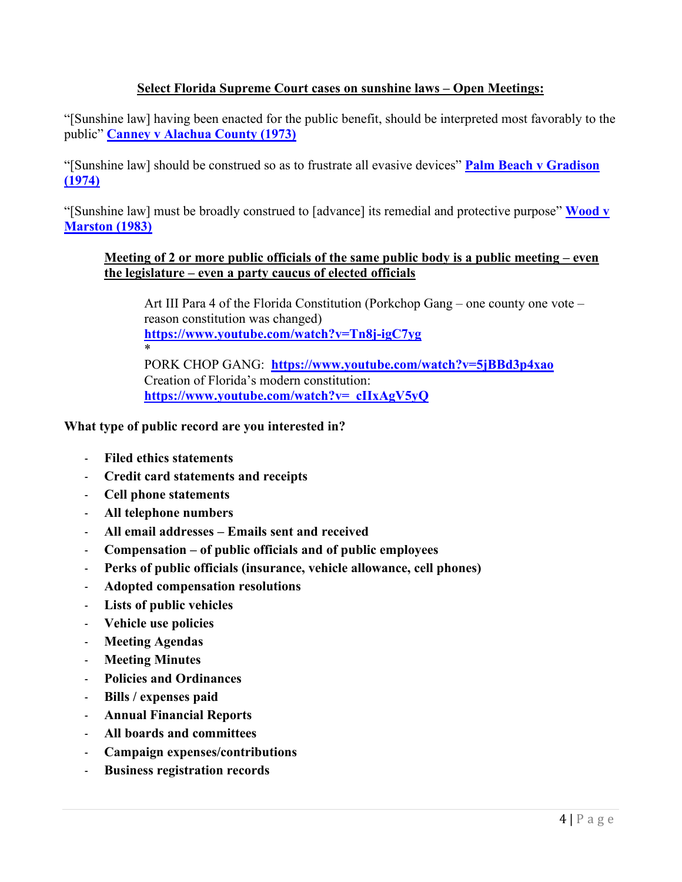## Select Florida Supreme Court cases on sunshine laws – Open Meetings:

"[Sunshine law] having been enacted for the public benefit, should be interpreted most favorably to the public" **Canney v Alachua County (1973)**

"[Sunshine law] should be construed so as to frustrate all evasive devices" **Palm Beach v Gradison (1974)**

"[Sunshine law] must be broadly construed to [advance] its remedial and protective purpose" **Wood v Marston (1983)**

### Meeting of 2 or more public officials of the same public body is a public meeting – even the legislature – even a party caucus of elected officials

Art III Para 4 of the Florida Constitution (Porkchop Gang – one county one vote – reason constitution was changed)
**https://www.youtube.com/watch?v=Tn8j-igC7yg**
*
PORK CHOP GANG: **https://www.youtube.com/watch?v=5jBBd3p4xao**
Creation of Florida's modern constitution:
**https://www.youtube.com/watch?v=_cIIxAgV5yQ**

**What type of public record are you interested in?**

- **Filed ethics statements**
- **Credit card statements and receipts**
- **Cell phone statements**
- **All telephone numbers**
- **All email addresses – Emails sent and received**
- **Compensation – of public officials and of public employees**
- **Perks of public officials (insurance, vehicle allowance, cell phones)**
- **Adopted compensation resolutions**
- **Lists of public vehicles**
- **Vehicle use policies**
- **Meeting Agendas**
- **Meeting Minutes**
- **Policies and Ordinances**
- **Bills / expenses paid**
- **Annual Financial Reports**
- **All boards and committees**
- **Campaign expenses/contributions**
- **Business registration records**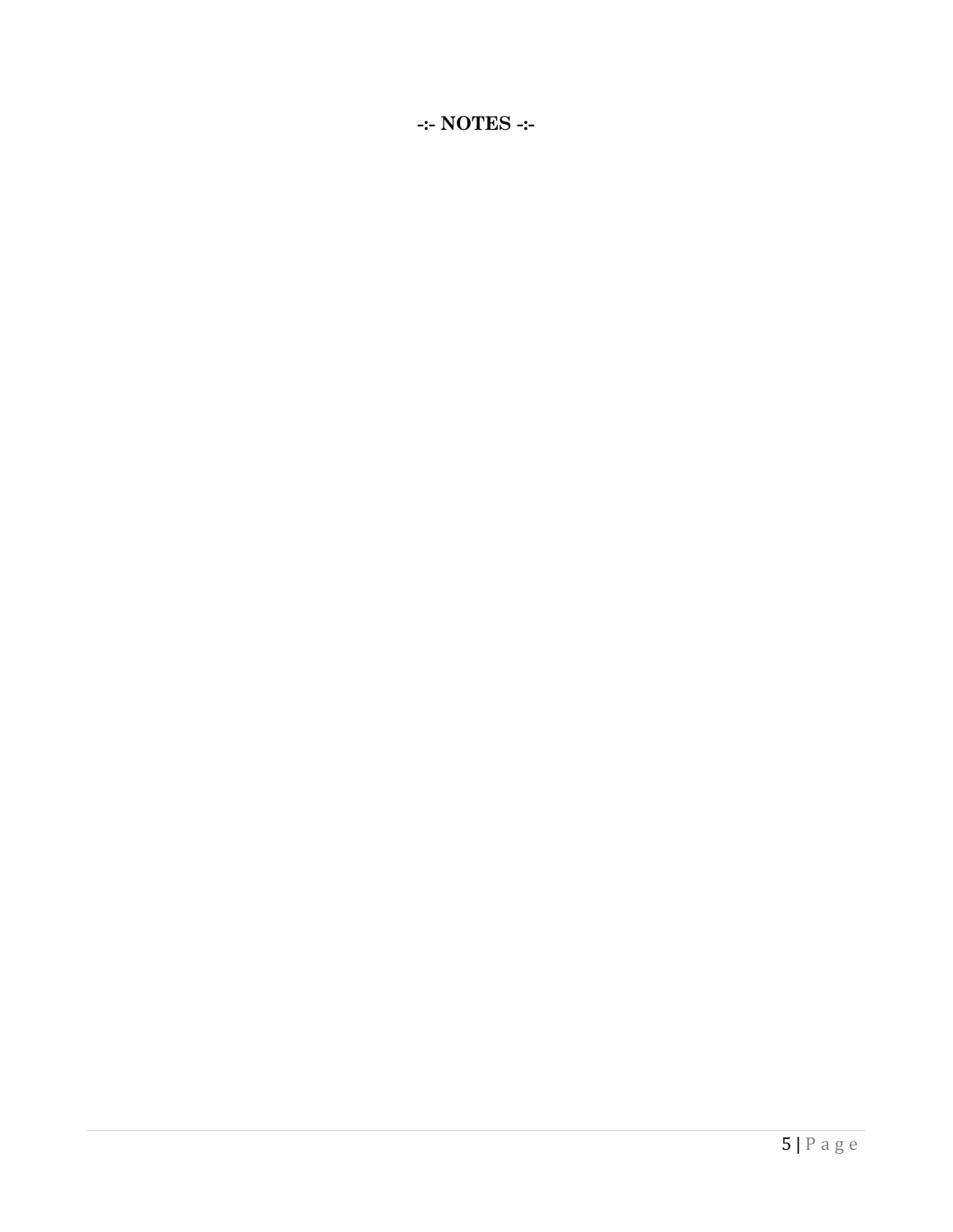**-:- NOTES -:-**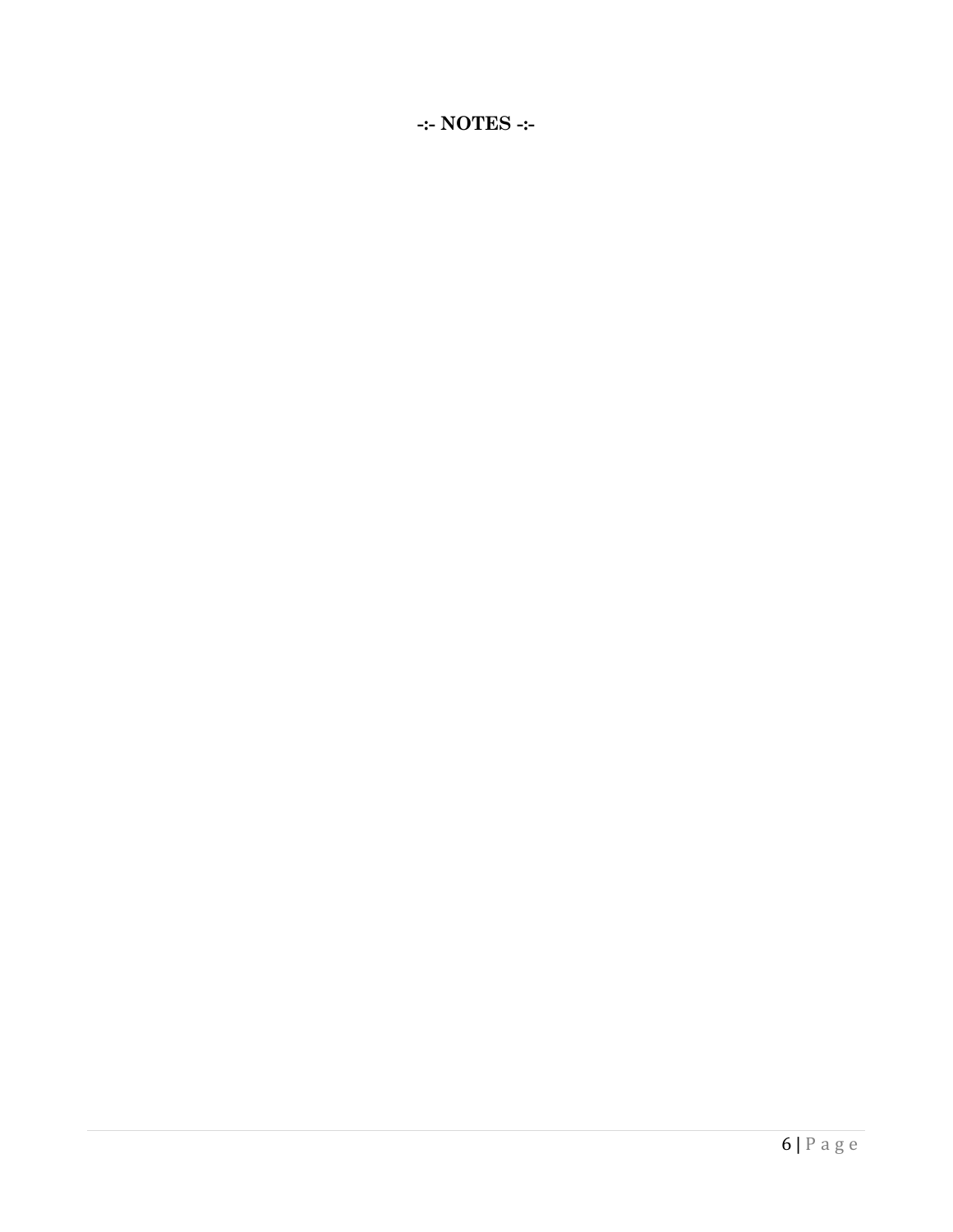**-:- NOTES -:-**